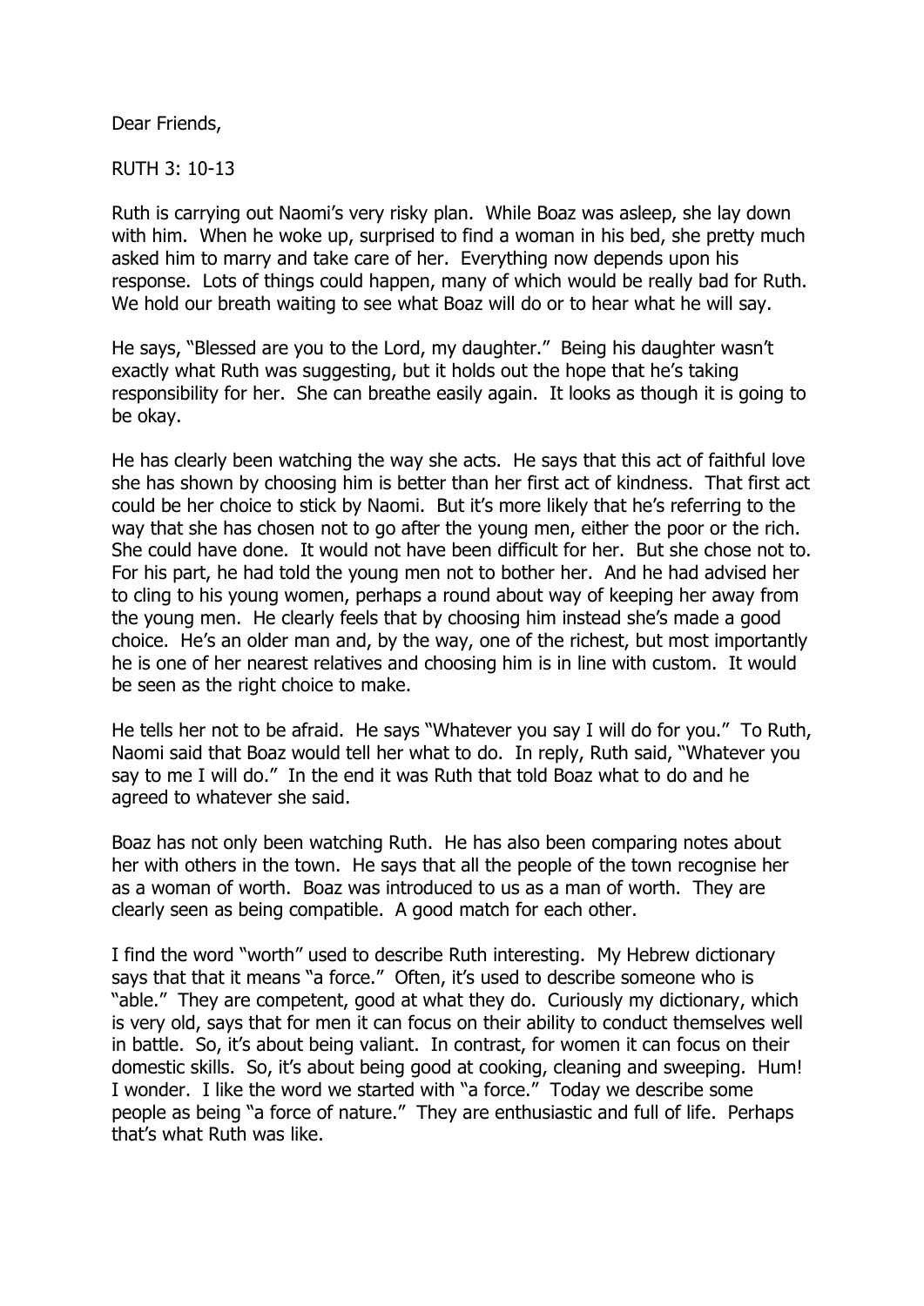Dear Friends,

RUTH 3: 10-13

Ruth is carrying out Naomi's very risky plan. While Boaz was asleep, she lay down with him. When he woke up, surprised to find a woman in his bed, she pretty much asked him to marry and take care of her. Everything now depends upon his response. Lots of things could happen, many of which would be really bad for Ruth. We hold our breath waiting to see what Boaz will do or to hear what he will say.

He says, "Blessed are you to the Lord, my daughter." Being his daughter wasn't exactly what Ruth was suggesting, but it holds out the hope that he's taking responsibility for her. She can breathe easily again. It looks as though it is going to be okay.

He has clearly been watching the way she acts. He says that this act of faithful love she has shown by choosing him is better than her first act of kindness. That first act could be her choice to stick by Naomi. But it's more likely that he's referring to the way that she has chosen not to go after the young men, either the poor or the rich. She could have done. It would not have been difficult for her. But she chose not to. For his part, he had told the young men not to bother her. And he had advised her to cling to his young women, perhaps a round about way of keeping her away from the young men. He clearly feels that by choosing him instead she's made a good choice. He's an older man and, by the way, one of the richest, but most importantly he is one of her nearest relatives and choosing him is in line with custom. It would be seen as the right choice to make.

He tells her not to be afraid. He says "Whatever you say I will do for you." To Ruth, Naomi said that Boaz would tell her what to do. In reply, Ruth said, "Whatever you say to me I will do." In the end it was Ruth that told Boaz what to do and he agreed to whatever she said.

Boaz has not only been watching Ruth. He has also been comparing notes about her with others in the town. He says that all the people of the town recognise her as a woman of worth. Boaz was introduced to us as a man of worth. They are clearly seen as being compatible. A good match for each other.

I find the word "worth" used to describe Ruth interesting. My Hebrew dictionary says that that it means "a force." Often, it's used to describe someone who is "able." They are competent, good at what they do. Curiously my dictionary, which is very old, says that for men it can focus on their ability to conduct themselves well in battle. So, it's about being valiant. In contrast, for women it can focus on their domestic skills. So, it's about being good at cooking, cleaning and sweeping. Hum! I wonder. I like the word we started with "a force." Today we describe some people as being "a force of nature." They are enthusiastic and full of life. Perhaps that's what Ruth was like.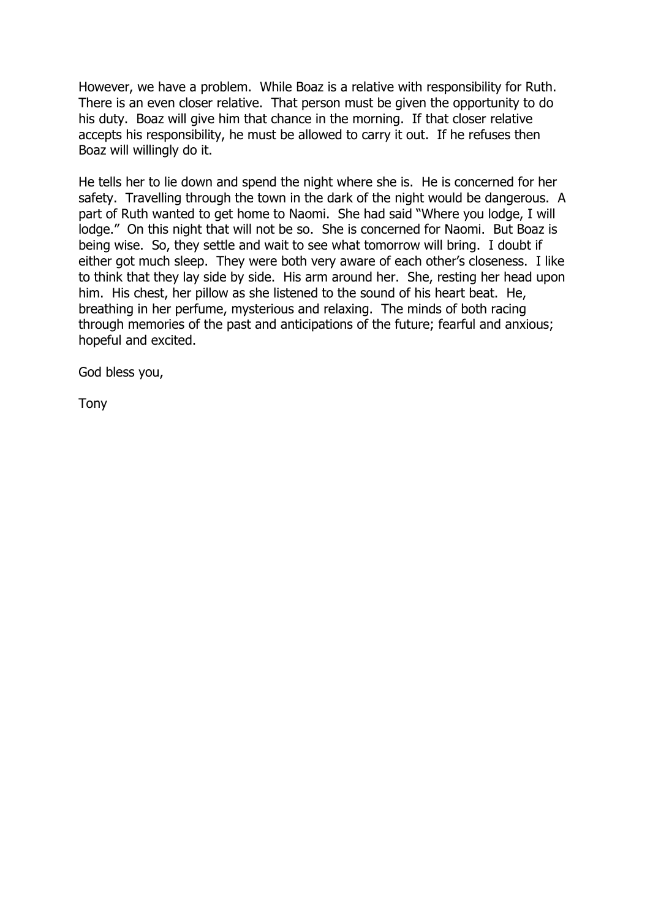However, we have a problem. While Boaz is a relative with responsibility for Ruth. There is an even closer relative. That person must be given the opportunity to do his duty. Boaz will give him that chance in the morning. If that closer relative accepts his responsibility, he must be allowed to carry it out. If he refuses then Boaz will willingly do it.

He tells her to lie down and spend the night where she is. He is concerned for her safety. Travelling through the town in the dark of the night would be dangerous. A part of Ruth wanted to get home to Naomi. She had said "Where you lodge, I will lodge." On this night that will not be so. She is concerned for Naomi. But Boaz is being wise. So, they settle and wait to see what tomorrow will bring. I doubt if either got much sleep. They were both very aware of each other's closeness. I like to think that they lay side by side. His arm around her. She, resting her head upon him. His chest, her pillow as she listened to the sound of his heart beat. He, breathing in her perfume, mysterious and relaxing. The minds of both racing through memories of the past and anticipations of the future; fearful and anxious; hopeful and excited.

God bless you,

Tony